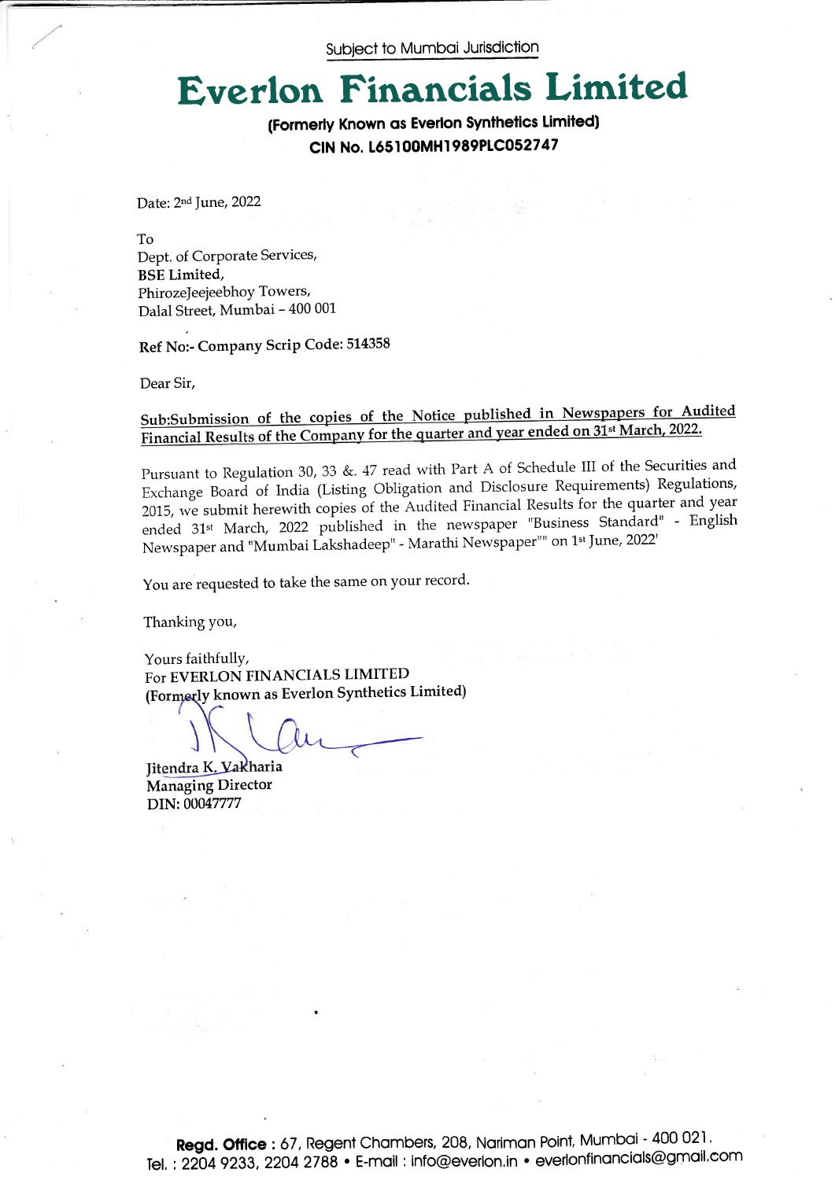Subject to Mumbai Jurisdiction

# Everlon Financials Limited

**(Formerly Known as Everlon Synthetics Limited)**

**CIN No. L65100MH1989PLC052747**

Date: 2nd June, 2022

To
Dept. of Corporate Services,
**BSE Limited,**
PhirozeJeejeebhoy Towers,
Dalal Street, Mumbai – 400 001

**Ref No:- Company Scrip Code: 514358**

Dear Sir,

**Sub:Submission of the copies of the Notice published in Newspapers for Audited Financial Results of the Company for the quarter and year ended on 31st March, 2022.**

Pursuant to Regulation 30, 33 &. 47 read with Part A of Schedule III of the Securities and Exchange Board of India (Listing Obligation and Disclosure Requirements) Regulations, 2015, we submit herewith copies of the Audited Financial Results for the quarter and year ended 31st March, 2022 published in the newspaper "Business Standard" - English Newspaper and "Mumbai Lakshadeep" - Marathi Newspaper"" on 1st June, 2022'

You are requested to take the same on your record.

Thanking you,

Yours faithfully,
For **EVERLON FINANCIALS LIMITED**
**(Formerly known as Everlon Synthetics Limited)**

**Jitendra K. Vakharia**
**Managing Director**
**DIN: 00047777**

**Regd. Office** : 67, Regent Chambers, 208, Nariman Point, Mumbai - 400 021.
Tel. : 2204 9233, 2204 2788 • E-mail : info@everlon.in • everlonfinancials@gmail.com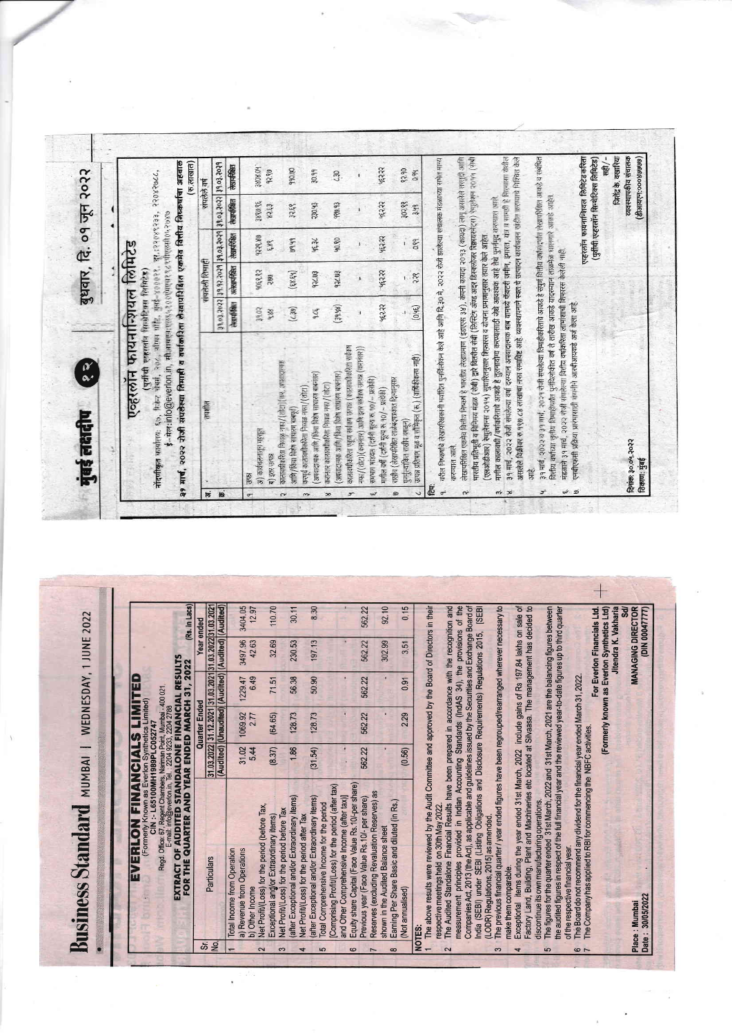**Business Standard** MUMBAI | WEDNESDAY, 1 JUNE 2022

# EVERLON FINANCIALS LIMITED

(Formerly Known as Everlon Synthetics Limited)
CIN :- L65100MH1989PLC052747
Regd. Office: 67, Regent Chambers, Nariman Point, Mumbai - 400 021.
E-mail: info@everlon.in, Tel. : 2204 9233, 2204 2788

## EXTRACT OF AUDITED STANDALONE FINANCIAL RESULTS FOR THE QUARTER AND YEAR ENDED MARCH 31, 2022

(Rs. in Lacs)

| Sr. No. | Particulars | Quarter Ended | | | Year ended | |
|---|---|---|---|---|---|---|
| | | 31.03.2022 | 31.12.2021 | 31.03.2021 | 31.03.2022 | 31.03.2021 |
| | | (Audited) | (Unaudited) | (Audited) | (Audited) | (Audited) |
| 1 | Total Income from Operation | | | | | |
| | a) Revenue from Operations | 31.02 | 1069.92 | 1229.47 | 3497.96 | 3404.05 |
| | b) Other Income | 5.44 | 2.77 | 6.49 | 42.63 | 12.97 |
| 2 | Net Profit/(Loss) for the period (before Tax, Exceptional and/or Extraordinary items) | (8.37) | (64.65) | 71.51 | 32.69 | 110.70 |
| 3 | Net Profit/(Loss) for the period before Tax (after Exceptional and/or Extraordinary items) | 1.86 | 128.73 | 56.38 | 230.53 | 30.11 |
| 4 | Net Profit/(Loss) for the period after Tax (after Exceptional and/or Extraordinary items) | (31.54) | 128.73 | 50.90 | 197.13 | 8.30 |
| 5 | Total Comprehensive Income for the period [Comprising Profit/(Loss) for the period (after tax) and Other Comprehensive Income (after tax)] | - | - | - | - | - |
| 6 | Equity share Capital (Face Value Rs.10/-per share) | 562.22 | 562.22 | 562.22 | 562.22 | 562.22 |
| 7 | Reserves (excluding Revaluation Reserves) as shown in the Audited Balance sheet Previous year (Face Value Rs.10/- per share) | - | - | - | 302.99 | 92.10 |
| 8 | Earning Per Share Basic and diluted (in Rs.) (Not annualised) | (0.56) | 2.29 | 0.91 | 3.51 | 0.15 |

**NOTES:**

1. The above results were reviewed by the Audit Committee and approved by the Board of Directors in their respective meetings held on 30th May 2022.
2. The Audited Standalone Financial Results have been prepared in accordance with the recognition and measurement principles provided in Indian Accounting Standards (IndAS 34), the provisions of the Companies Act, 2013 (the Act), as applicable and guidelines issued by the Securities and Exchange Board of India (SEBI) under SEBI (Listing Obligations and Disclosure Requirements) Regulations 2015. [SEBI (LODR) Regulations, 2015] as amended.
3. The previous financial quarter / year ended figures have been regrouped/rearranged wherever necessary to make them comparable.
4. Exceptional items during the year ended 31st March, 2022 include gains of Rs 197.84 lakhs on sale of Factory Land, Building, Plant and Machineries etc located at Silvassa. The management has decided to discontinue its own manufacturing operations.
5. The figures for the quarter ended 31st March, 2022 and 31st March, 2021 are the balancing figures between the audited figures in respect of the full financial year and the reviewed year-to-date figures up to third quarter of the respective financial year.
6. The Board do not recommend any dividend for the financial year ended March 31, 2022.
7. The Company has applied to RBI for commencing the NBFC activities.

Place : Mumbai
Date : 30/05/2022

For Everlon Financials Ltd.
(Formerly known as Everlon Synthetics Ltd)
Sd/
Jitendra K. Vakharia
MANAGING DIRECTOR
(DIN 00047777)

---

**मुंबई लक्षदीप** बुधवार, दि. ०१ जून २०२२

# एव्हरलॉन फायनान्शियल लिमिटेड

(पुर्वीची एव्हरलॉन सिंथेटिक्स लिमिटेड)
नोंदणीकृत कार्यालय: ६७, रिजन्ट चेंबर्स, २०८, नरिमन पॉईंट, मुंबई-४०००२१. दूर.:२२०४९२३३, २२०४२७८८,
ई-मेल:info@everlon.in, सीआयएन:L65100MH1989PLC052747

## ३१ मार्च, २०२२ रोजी संपलेल्या तिमाही व वर्षाकरिता लेखापरिक्षित एकमेव वित्तीय निष्कर्षाचा अहवाल

(रु.लाखात)

| अ. क्र. | तपशील | संपलेली तिमाही | | | संपलेले वर्ष | |
|---|---|---|---|---|---|---|
| | | ३१.०३.२०२२ | ३१.१२.२०२१ | ३१.०३.२०२१ | ३१.०३.२०२२ | ३१.०३.२०२१ |
| | | लेखापरिक्षित | अलेखापरिक्षित | लेखापरिक्षित | लेखापरिक्षित | लेखापरिक्षित |
| १ | एकूण उत्पन्न | | | | | |
| | अ) कार्यचलनातून महसूल | ३१.०२ | १०६९.९२ | १२२९.४७ | ३४९७.९६ | ३४०४.०५ |
| | ब) इतर उत्पन्न | ५.४४ | २.७७ | ६.४९ | ४२.६३ | १२.९७ |
| २ | कालावधीकरिता निव्वळ नफा/(तोटा) (कर, अपवादात्मक आणि/किंवा विशेष साधारण बाबपूर्व) | (८.३७) | (६४.६५) | ७१.५१ | ३२.६९ | ११०.७० |
| ३ | करपूर्व कालावधीकरिता निव्वळ नफा/(तोटा) (अपवादात्मक आणि/किंवा विशेष साधारण बाबनंतर) | १.८६ | १२८.७३ | ५६.३८ | २३०.५३ | ३०.११ |
| ४ | करानंतर कालावधीकरिता निव्वळ नफा/(तोटा) (अपवादात्मक आणि/किंवा विशेष साधारण बाबनंतर) | (३१.५४) | १२८.७३ | ५०.९० | १९७.१३ | ८.३० |
| ५ | कालावधीकरिता एकूण सर्वंकष उत्पन्न (कालावधीकरिता सर्वंकष नफा/(तोटा) (करानंतर) आणि इतर सर्वंकष उत्पन्न (करानंतर)) | - | - | - | - | - |
| ६ | समभाग भांडवल (दर्शनी मूल्य रु.१०/- प्रती भाग) | ५६२.२२ | ५६२.२२ | ५६२.२२ | ५६२.२२ | ५६२.२२ |
| ७ | मागील वर्षी (दर्शनी मूल्य रु.१०/- प्रती भाग) राखीव (लेखापरिक्षित ताळेबंदपत्रकात दिल्याप्रमाणे पुनर्मुल्यांकित राखीव वगळून) | - | - | - | ३०२.९९ | ९२.१० |
| ८ | उत्पन्न प्रतिभाग मूळ व सौमिकृत (रु.) (वार्षिकीकरण नाही) | (०.५६) | २.२९ | ०.९१ | ३.५१ | ०.१५ |

**टिप:**

१. वरील निष्कर्षांचे लेखासमितीद्वारे पुनर्विलोकन करण्यात आले आणि दि.३०.०५.२०२२ रोजी झालेल्या संचालक मंडळाच्या सभेत मान्य करण्यात आले.
२. लेखापरिक्षित एकमेव वित्तीय निष्कर्ष हे भारतीय लेखाप्रमाण (इंडएएस ३४), कंपनी कायदा २०१३ (कायदा) लागू असलेल्या तरतुदी आणि भारतीय प्रतिभूती व विनिमय मंडळ (सेबी) द्वारे वितरीत सेबी (लिस्टिंग ऑब्लिगेशन्स अँड डिस्क्लोजर रिक्वायरमेंट्स) रेग्युलेशन २०१५ (सेबी (एलओडीआर) रेग्युलेशन २०१५) सुधारितनुसार विचारात घेऊन तयार केले आहेत.
३. मागील कालावधी/वर्षाकरिताचे आकडे हे तुलनात्मक करण्याकरिता जेथे आवश्यक आहे तेथे पुनर्गठीत करण्यात आले.
४. ३१ मार्च, २०२२ रोजी संपलेल्या वर्षादरम्यान अपवादात्मक बाब मध्ये सिल्वासा येथील फॅक्टरी जमीन, इमारत, प्लांट व मशिनरी इत्यादीच्या विक्रीवर रु.१९७.८४ लाखांचा नफा समाविष्ट आहे. व्यवस्थापनाने स्वतःचे उत्पादन कार्यचलन खंडीत करण्याचा निर्णय घेतला आहे.
५. ३१ मार्च, २०२२ व ३१ मार्च, २०२१ रोजी संपलेल्या तिमाहीकरिताचे आकडे हे संपूर्ण वित्तीय वर्षाकरिता लेखापरिक्षित आकडे व संबंधित वित्तीय वर्षाच्या तृतीय तिमाहीपर्यंत पुनर्विलोकित वर्ष ते तारीख आकडे दरम्यान ताळमेळ घालणारे आकडे आहेत.
६. मंडळाने ३१ मार्च, २०२२ रोजी संपलेल्या वित्तीय वर्षाकरिता कोणताही लाभांश शिफारस केलेली नाही.
७. एनबीएफसी प्रक्रिया प्रारंभाकरिता कंपनीने आरबीआयकडे अर्ज केला आहे.

दिनांक: ३०.०५.२०२२
ठिकाण: मुंबई

एव्हरलॉन फायनान्शियल लिमिटेडकरिता
(पुर्वीची एव्हरलॉन सिंथेटिक्स लिमिटेड)
सही/-
जितेंद्र के. वखारिया
व्यवस्थापकीय संचालक
(डीआयएन:०००४७७७७)